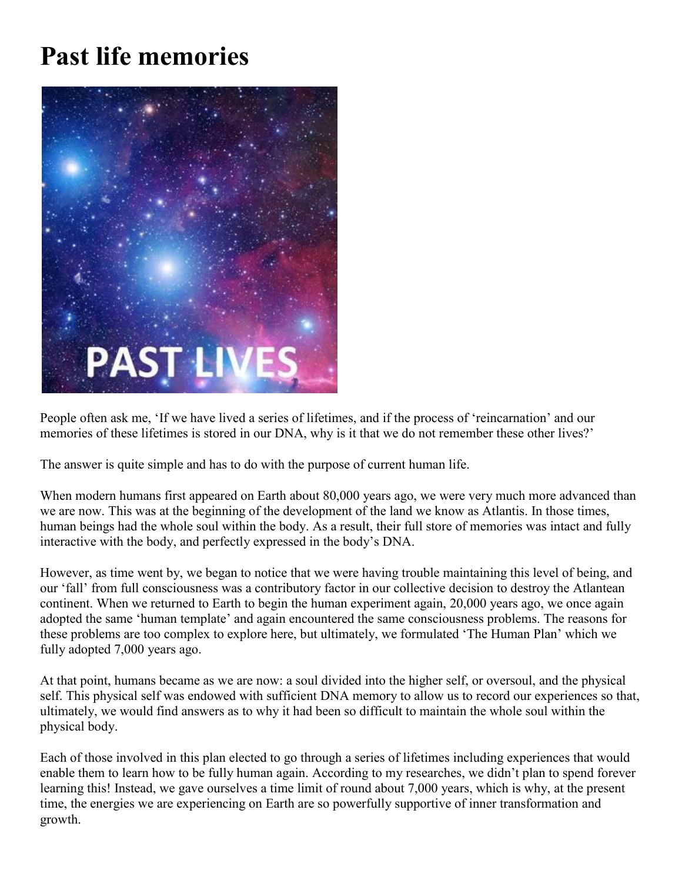# Past life memories

People often ask me, 'If we have lived a series of lifetimes, and if the process of 'reincarnation' and our memories of these lifetimes is stored in our DNA, why is it that we do not remember these other lives?'

The answer is quite simple and has to do with the purpose of current human life.

When modern humans first appeared on Earth about 80,000 years ago, we were very much more advanced than we are now. This was at the beginning of the development of the land we know as Atlantis. In those times, human beings had the whole soul within the body. As a result, their full store of memories was intact and fully interactive with the body, and perfectly expressed in the body's DNA.

However, as time went by, we began to notice that we were having trouble maintaining this level of being, and our 'fall' from full consciousness was a contributory factor in our collective decision to destroy the Atlantean continent. When we returned to Earth to begin the human experiment again, 20,000 years ago, we once again adopted the same 'human template' and again encountered the same consciousness problems. The reasons for these problems are too complex to explore here, but ultimately, we formulated 'The Human Plan' which we fully adopted 7,000 years ago.

At that point, humans became as we are now: a soul divided into the higher self, or oversoul, and the physical self. This physical self was endowed with sufficient DNA memory to allow us to record our experiences so that, ultimately, we would find answers as to why it had been so difficult to maintain the whole soul within the physical body.

Each of those involved in this plan elected to go through a series of lifetimes including experiences that would enable them to learn how to be fully human again. According to my researches, we didn't plan to spend forever learning this! Instead, we gave ourselves a time limit of round about 7,000 years, which is why, at the present time, the energies we are experiencing on Earth are so powerfully supportive of inner transformation and growth.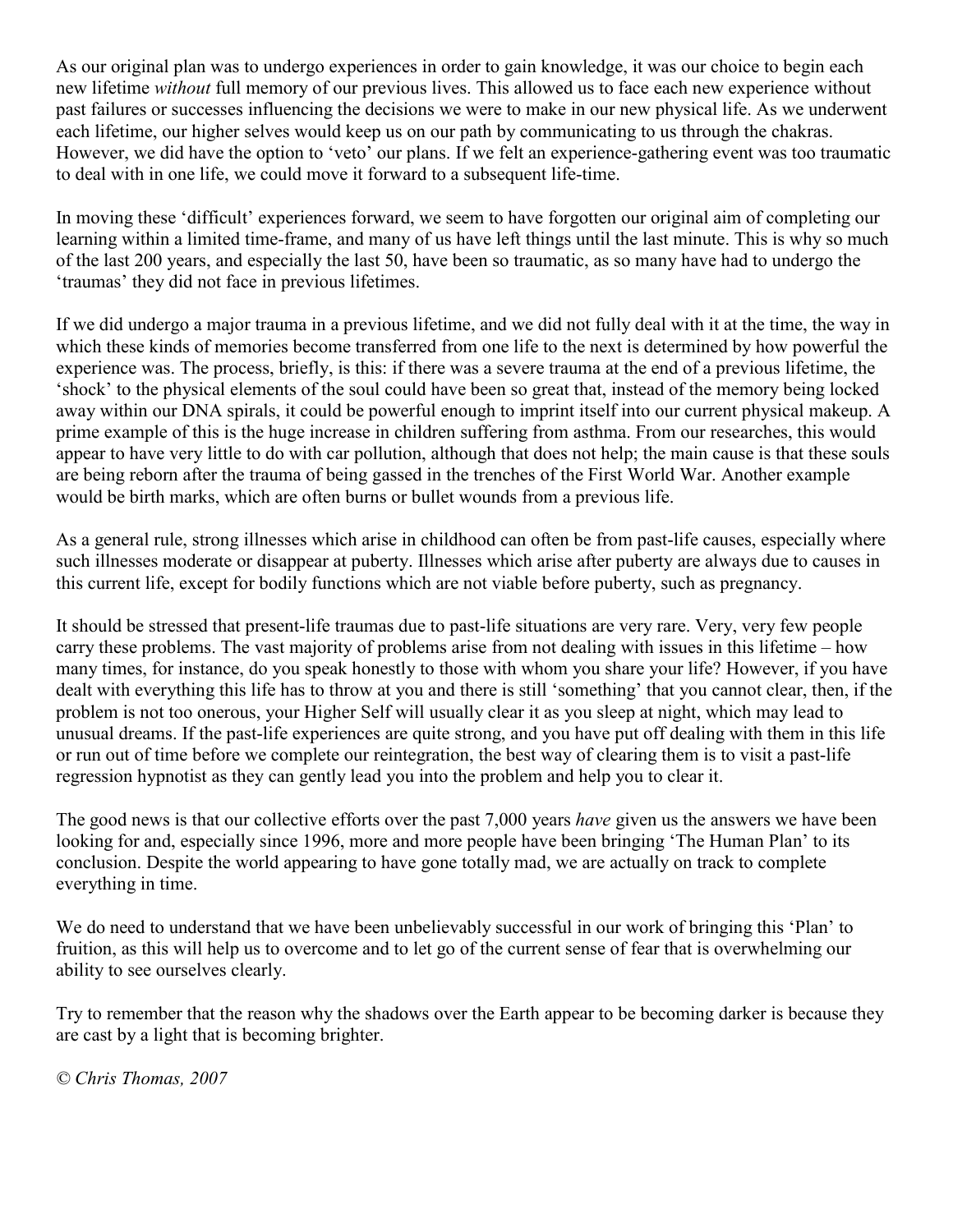As our original plan was to undergo experiences in order to gain knowledge, it was our choice to begin each new lifetime *without* full memory of our previous lives. This allowed us to face each new experience without past failures or successes influencing the decisions we were to make in our new physical life. As we underwent each lifetime, our higher selves would keep us on our path by communicating to us through the chakras. However, we did have the option to 'veto' our plans. If we felt an experience-gathering event was too traumatic to deal with in one life, we could move it forward to a subsequent life-time.

In moving these 'difficult' experiences forward, we seem to have forgotten our original aim of completing our learning within a limited time-frame, and many of us have left things until the last minute. This is why so much of the last 200 years, and especially the last 50, have been so traumatic, as so many have had to undergo the 'traumas' they did not face in previous lifetimes.

If we did undergo a major trauma in a previous lifetime, and we did not fully deal with it at the time, the way in which these kinds of memories become transferred from one life to the next is determined by how powerful the experience was. The process, briefly, is this: if there was a severe trauma at the end of a previous lifetime, the 'shock' to the physical elements of the soul could have been so great that, instead of the memory being locked away within our DNA spirals, it could be powerful enough to imprint itself into our current physical makeup. A prime example of this is the huge increase in children suffering from asthma. From our researches, this would appear to have very little to do with car pollution, although that does not help; the main cause is that these souls are being reborn after the trauma of being gassed in the trenches of the First World War. Another example would be birth marks, which are often burns or bullet wounds from a previous life.

As a general rule, strong illnesses which arise in childhood can often be from past-life causes, especially where such illnesses moderate or disappear at puberty. Illnesses which arise after puberty are always due to causes in this current life, except for bodily functions which are not viable before puberty, such as pregnancy.

It should be stressed that present-life traumas due to past-life situations are very rare. Very, very few people carry these problems. The vast majority of problems arise from not dealing with issues in this lifetime – how many times, for instance, do you speak honestly to those with whom you share your life? However, if you have dealt with everything this life has to throw at you and there is still 'something' that you cannot clear, then, if the problem is not too onerous, your Higher Self will usually clear it as you sleep at night, which may lead to unusual dreams. If the past-life experiences are quite strong, and you have put off dealing with them in this life or run out of time before we complete our reintegration, the best way of clearing them is to visit a past-life regression hypnotist as they can gently lead you into the problem and help you to clear it.

The good news is that our collective efforts over the past 7,000 years *have* given us the answers we have been looking for and, especially since 1996, more and more people have been bringing 'The Human Plan' to its conclusion. Despite the world appearing to have gone totally mad, we are actually on track to complete everything in time.

We do need to understand that we have been unbelievably successful in our work of bringing this 'Plan' to fruition, as this will help us to overcome and to let go of the current sense of fear that is overwhelming our ability to see ourselves clearly.

Try to remember that the reason why the shadows over the Earth appear to be becoming darker is because they are cast by a light that is becoming brighter.

*© Chris Thomas, 2007*